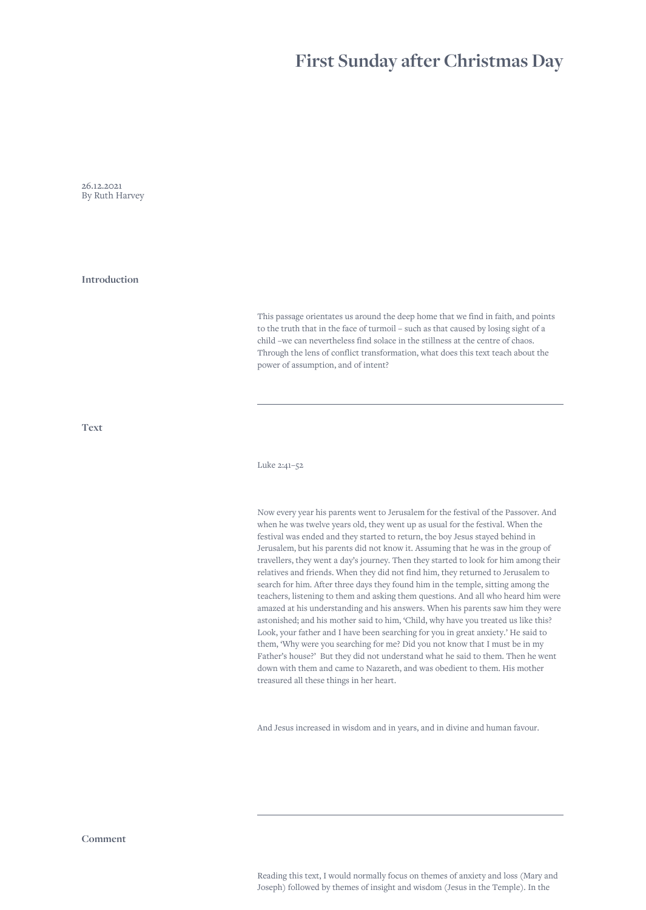# First Sunday after Christmas Day

26.12.2021
By Ruth Harvey

## Introduction

This passage orientates us around the deep home that we find in faith, and points to the truth that in the face of turmoil – such as that caused by losing sight of a child –we can nevertheless find solace in the stillness at the centre of chaos. Through the lens of conflict transformation, what does this text teach about the power of assumption, and of intent?

---

## Text

Luke 2:41–52

Now every year his parents went to Jerusalem for the festival of the Passover. And when he was twelve years old, they went up as usual for the festival. When the festival was ended and they started to return, the boy Jesus stayed behind in Jerusalem, but his parents did not know it. Assuming that he was in the group of travellers, they went a day's journey. Then they started to look for him among their relatives and friends. When they did not find him, they returned to Jerusalem to search for him. After three days they found him in the temple, sitting among the teachers, listening to them and asking them questions. And all who heard him were amazed at his understanding and his answers. When his parents saw him they were astonished; and his mother said to him, 'Child, why have you treated us like this? Look, your father and I have been searching for you in great anxiety.' He said to them, 'Why were you searching for me? Did you not know that I must be in my Father's house?' But they did not understand what he said to them. Then he went down with them and came to Nazareth, and was obedient to them. His mother treasured all these things in her heart.

And Jesus increased in wisdom and in years, and in divine and human favour.

---

## Comment

Reading this text, I would normally focus on themes of anxiety and loss (Mary and Joseph) followed by themes of insight and wisdom (Jesus in the Temple). In the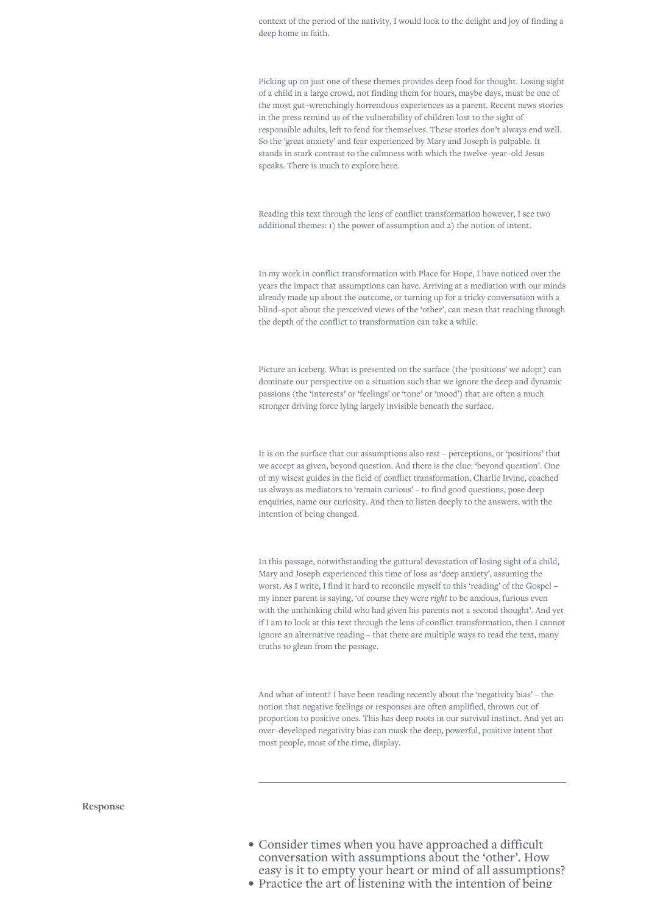context of the period of the nativity, I would look to the delight and joy of finding a deep home in faith.

Picking up on just one of these themes provides deep food for thought. Losing sight of a child in a large crowd, not finding them for hours, maybe days, must be one of the most gut–wrenchingly horrendous experiences as a parent. Recent news stories in the press remind us of the vulnerability of children lost to the sight of responsible adults, left to fend for themselves. These stories don't always end well. So the 'great anxiety' and fear experienced by Mary and Joseph is palpable. It stands in stark contrast to the calmness with which the twelve–year–old Jesus speaks. There is much to explore here.

Reading this text through the lens of conflict transformation however, I see two additional themes: 1) the power of assumption and 2) the notion of intent.

In my work in conflict transformation with Place for Hope, I have noticed over the years the impact that assumptions can have. Arriving at a mediation with our minds already made up about the outcome, or turning up for a tricky conversation with a blind–spot about the perceived views of the 'other', can mean that reaching through the depth of the conflict to transformation can take a while.

Picture an iceberg. What is presented on the surface (the 'positions' we adopt) can dominate our perspective on a situation such that we ignore the deep and dynamic passions (the 'interests' or 'feelings' or 'tone' or 'mood') that are often a much stronger driving force lying largely invisible beneath the surface.

It is on the surface that our assumptions also rest – perceptions, or 'positions' that we accept as given, beyond question. And there is the clue: 'beyond question'. One of my wisest guides in the field of conflict transformation, Charlie Irvine, coached us always as mediators to 'remain curious' – to find good questions, pose deep enquiries, name our curiosity. And then to listen deeply to the answers, with the intention of being changed.

In this passage, notwithstanding the guttural devastation of losing sight of a child, Mary and Joseph experienced this time of loss as 'deep anxiety', assuming the worst. As I write, I find it hard to reconcile myself to this 'reading' of the Gospel – my inner parent is saying, 'of course they were *right* to be anxious, furious even with the unthinking child who had given his parents not a second thought'. And yet if I am to look at this text through the lens of conflict transformation, then I cannot ignore an alternative reading – that there are multiple ways to read the text, many truths to glean from the passage.

And what of intent? I have been reading recently about the 'negativity bias' – the notion that negative feelings or responses are often amplified, thrown out of proportion to positive ones. This has deep roots in our survival instinct. And yet an over–developed negativity bias can mask the deep, powerful, positive intent that most people, most of the time, display.

---

**Response**

- Consider times when you have approached a difficult conversation with assumptions about the 'other'. How easy is it to empty your heart or mind of all assumptions?
- Practice the art of listening with the intention of being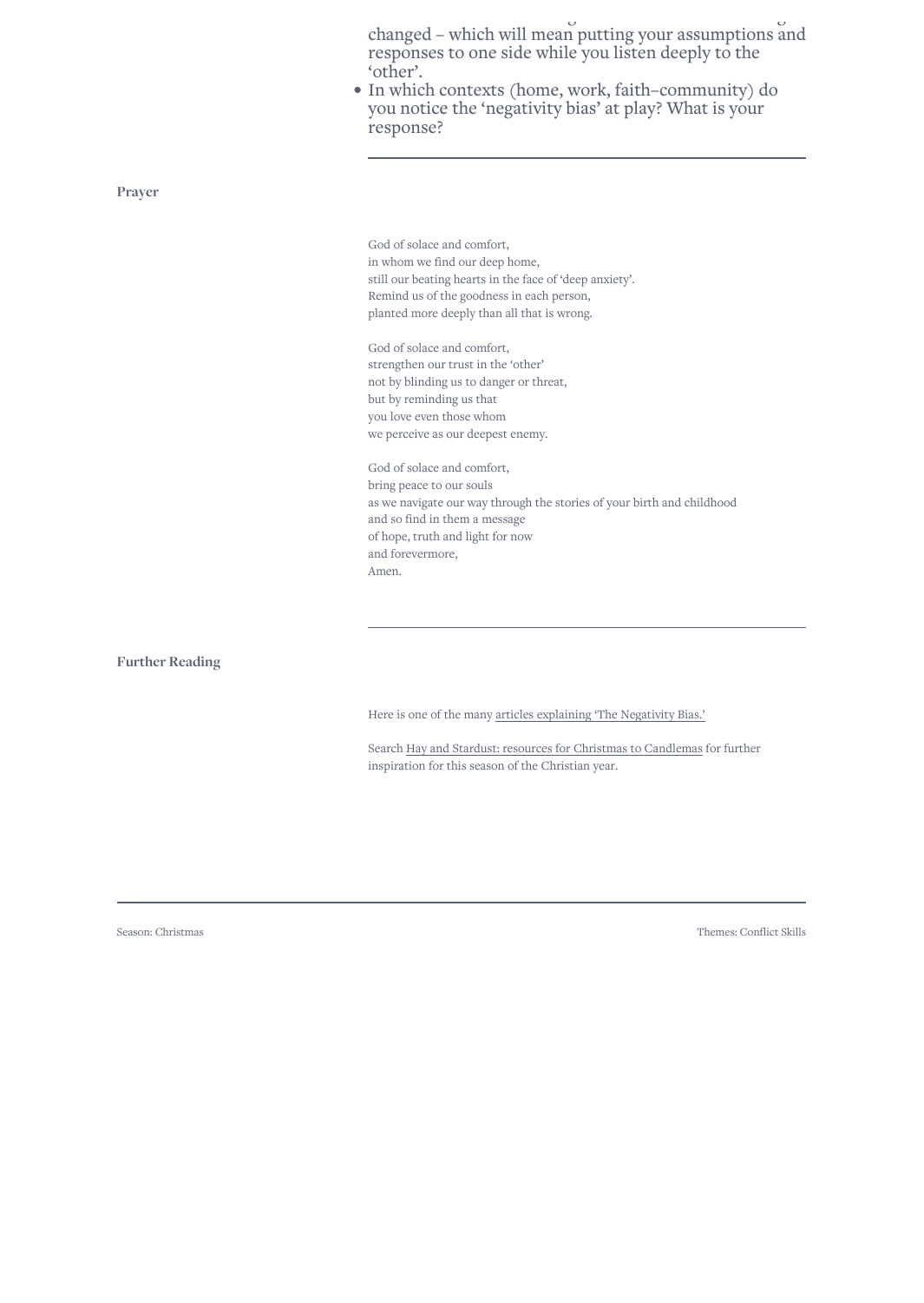changed – which will mean putting your assumptions and responses to one side while you listen deeply to the ‘other’.

- In which contexts (home, work, faith-community) do you notice the ‘negativity bias’ at play? What is your response?

---

## Prayer

God of solace and comfort,
in whom we find our deep home,
still our beating hearts in the face of ‘deep anxiety’.
Remind us of the goodness in each person,
planted more deeply than all that is wrong.

God of solace and comfort,
strengthen our trust in the ‘other’
not by blinding us to danger or threat,
but by reminding us that
you love even those whom
we perceive as our deepest enemy.

God of solace and comfort,
bring peace to our souls
as we navigate our way through the stories of your birth and childhood
and so find in them a message
of hope, truth and light for now
and forevermore,
Amen.

---

## Further Reading

Here is one of the many articles explaining ‘The Negativity Bias.’

Search Hay and Stardust: resources for Christmas to Candlemas for further inspiration for this season of the Christian year.

---

Season: Christmas

Themes: Conflict Skills